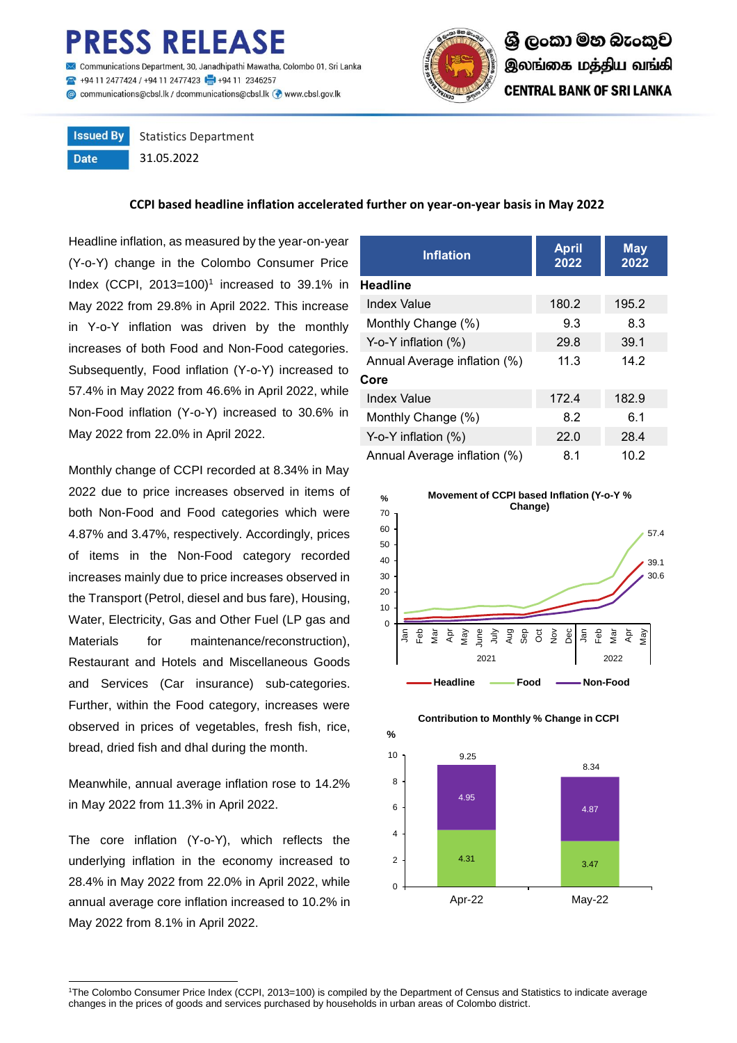# PRESS RELEASE

Communications Department, 30, Janadhipathi Mawatha, Colombo 01, Sri Lanka
+94 11 2477424 / +94 11 2477423 | +94 11 2346257
communications@cbsl.lk / dcommunications@cbsl.lk | www.cbsl.gov.lk

ශ්‍රී ලංකා මහ බැංකුව
இலங்கை மத்திய வங்கி
CENTRAL BANK OF SRI LANKA

| Issued By | Statistics Department |
|---|---|
| Date | 31.05.2022 |

**CCPI based headline inflation accelerated further on year-on-year basis in May 2022**

Headline inflation, as measured by the year-on-year (Y-o-Y) change in the Colombo Consumer Price Index (CCPI, 2013=100)[1] increased to 39.1% in May 2022 from 29.8% in April 2022. This increase in Y-o-Y inflation was driven by the monthly increases of both Food and Non-Food categories. Subsequently, Food inflation (Y-o-Y) increased to 57.4% in May 2022 from 46.6% in April 2022, while Non-Food inflation (Y-o-Y) increased to 30.6% in May 2022 from 22.0% in April 2022.

Monthly change of CCPI recorded at 8.34% in May 2022 due to price increases observed in items of both Non-Food and Food categories which were 4.87% and 3.47%, respectively. Accordingly, prices of items in the Non-Food category recorded increases mainly due to price increases observed in the Transport (Petrol, diesel and bus fare), Housing, Water, Electricity, Gas and Other Fuel (LP gas and Materials for maintenance/reconstruction), Restaurant and Hotels and Miscellaneous Goods and Services (Car insurance) sub-categories. Further, within the Food category, increases were observed in prices of vegetables, fresh fish, rice, bread, dried fish and dhal during the month.

Meanwhile, annual average inflation rose to 14.2% in May 2022 from 11.3% in April 2022.

The core inflation (Y-o-Y), which reflects the underlying inflation in the economy increased to 28.4% in May 2022 from 22.0% in April 2022, while annual average core inflation increased to 10.2% in May 2022 from 8.1% in April 2022.

| Inflation | April 2022 | May 2022 |
|---|---|---|
| **Headline** | | |
| Index Value | 180.2 | 195.2 |
| Monthly Change (%) | 9.3 | 8.3 |
| Y-o-Y inflation (%) | 29.8 | 39.1 |
| Annual Average inflation (%) | 11.3 | 14.2 |
| **Core** | | |
| Index Value | 172.4 | 182.9 |
| Monthly Change (%) | 8.2 | 6.1 |
| Y-o-Y inflation (%) | 22.0 | 28.4 |
| Annual Average inflation (%) | 8.1 | 10.2 |

**Movement of CCPI based Inflation (Y-o-Y % Change)**

(Line chart, Jan 2021 – May 2022: Headline, Food, Non-Food; May 2022 values: Food 57.4, Headline 39.1, Non-Food 30.6)

**Contribution to Monthly % Change in CCPI**

| | Apr-22 | May-22 |
|---|---|---|
| Non-Food | 4.95 | 4.87 |
| Food | 4.31 | 3.47 |
| Total | 9.25 | 8.34 |

[1]The Colombo Consumer Price Index (CCPI, 2013=100) is compiled by the Department of Census and Statistics to indicate average changes in the prices of goods and services purchased by households in urban areas of Colombo district.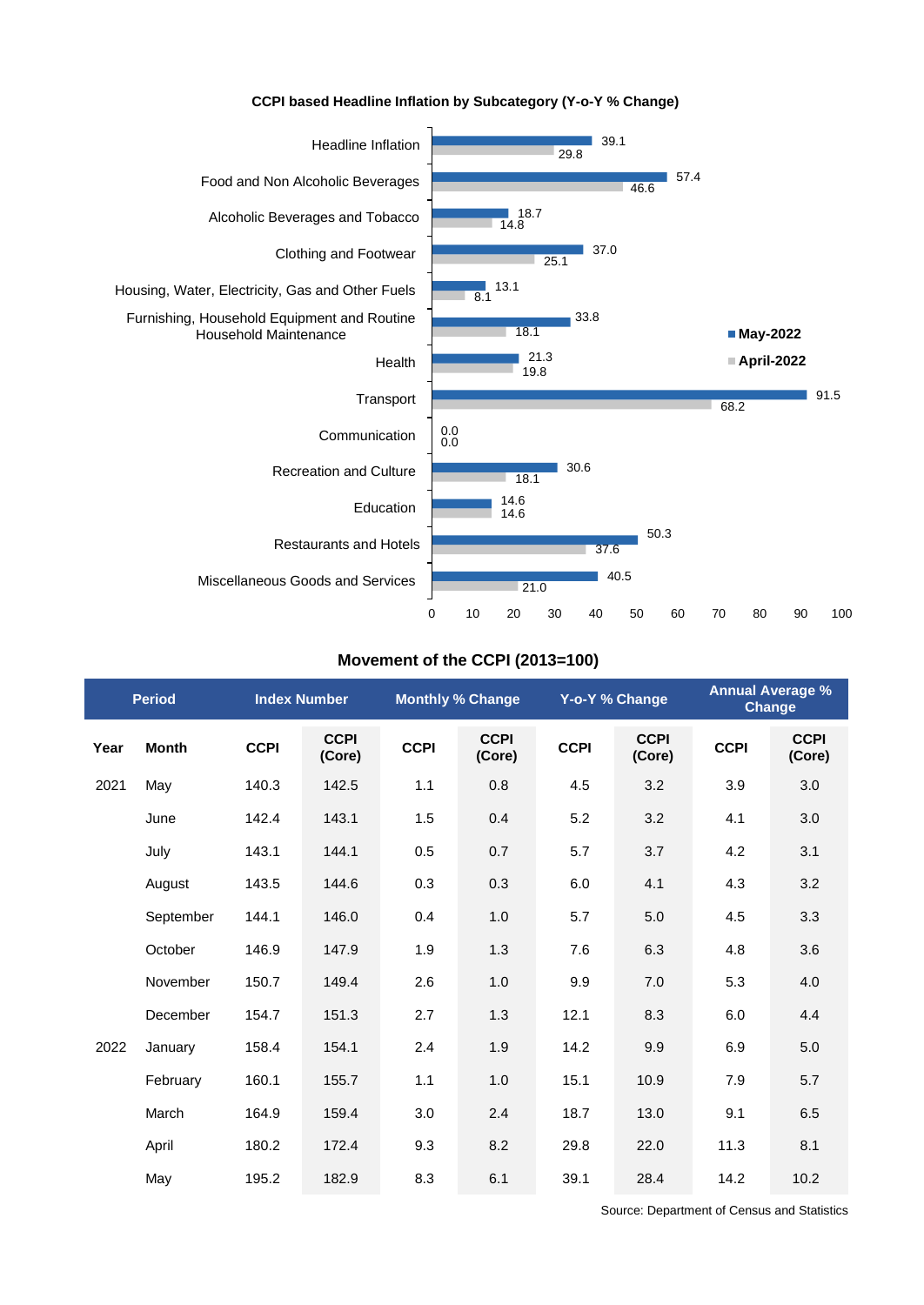**CCPI based Headline Inflation by Subcategory (Y-o-Y % Change)**

Headline Inflation 39.1 29.8
Food and Non Alcoholic Beverages 57.4 46.6
Alcoholic Beverages and Tobacco 18.7 14.8
Clothing and Footwear 37.0 25.1
Housing, Water, Electricity, Gas and Other Fuels 13.1 8.1
Furnishing, Household Equipment and Routine Household Maintenance 33.8 18.1
Health 21.3 19.8
Transport 91.5 68.2
Communication 0.0 0.0
Recreation and Culture 30.6 18.1
Education 14.6 14.6
Restaurants and Hotels 50.3 37.6
Miscellaneous Goods and Services 40.5 21.0

0 10 20 30 40 50 60 70 80 90 100

May-2022
April-2022

## Movement of the CCPI (2013=100)

| Period | | Index Number | | Monthly % Change | | Y-o-Y % Change | | Annual Average % Change | |
|---|---|---|---|---|---|---|---|---|---|
| Year | Month | CCPI | CCPI (Core) | CCPI | CCPI (Core) | CCPI | CCPI (Core) | CCPI | CCPI (Core) |
| 2021 | May | 140.3 | 142.5 | 1.1 | 0.8 | 4.5 | 3.2 | 3.9 | 3.0 |
| | June | 142.4 | 143.1 | 1.5 | 0.4 | 5.2 | 3.2 | 4.1 | 3.0 |
| | July | 143.1 | 144.1 | 0.5 | 0.7 | 5.7 | 3.7 | 4.2 | 3.1 |
| | August | 143.5 | 144.6 | 0.3 | 0.3 | 6.0 | 4.1 | 4.3 | 3.2 |
| | September | 144.1 | 146.0 | 0.4 | 1.0 | 5.7 | 5.0 | 4.5 | 3.3 |
| | October | 146.9 | 147.9 | 1.9 | 1.3 | 7.6 | 6.3 | 4.8 | 3.6 |
| | November | 150.7 | 149.4 | 2.6 | 1.0 | 9.9 | 7.0 | 5.3 | 4.0 |
| | December | 154.7 | 151.3 | 2.7 | 1.3 | 12.1 | 8.3 | 6.0 | 4.4 |
| 2022 | January | 158.4 | 154.1 | 2.4 | 1.9 | 14.2 | 9.9 | 6.9 | 5.0 |
| | February | 160.1 | 155.7 | 1.1 | 1.0 | 15.1 | 10.9 | 7.9 | 5.7 |
| | March | 164.9 | 159.4 | 3.0 | 2.4 | 18.7 | 13.0 | 9.1 | 6.5 |
| | April | 180.2 | 172.4 | 9.3 | 8.2 | 29.8 | 22.0 | 11.3 | 8.1 |
| | May | 195.2 | 182.9 | 8.3 | 6.1 | 39.1 | 28.4 | 14.2 | 10.2 |

Source: Department of Census and Statistics